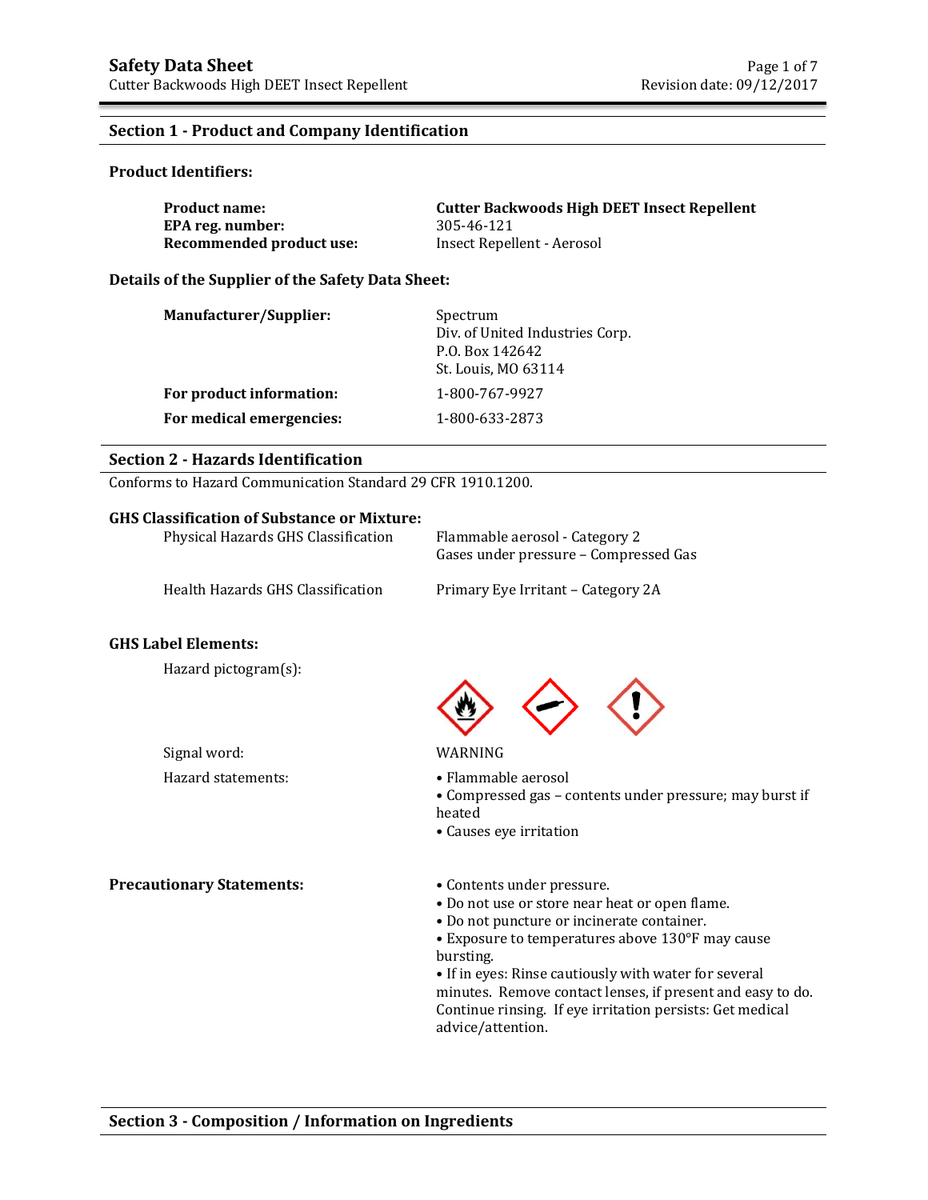## Section 1 - Product and Company Identification

### Product Identifiers:

| | |
|---|---|
| **Product name:** | **Cutter Backwoods High DEET Insect Repellent** |
| **EPA reg. number:** | 305-46-121 |
| **Recommended product use:** | Insect Repellent - Aerosol |

### Details of the Supplier of the Safety Data Sheet:

| | |
|---|---|
| **Manufacturer/Supplier:** | Spectrum<br>Div. of United Industries Corp.<br>P.O. Box 142642<br>St. Louis, MO 63114 |
| **For product information:** | 1-800-767-9927 |
| **For medical emergencies:** | 1-800-633-2873 |

## Section 2 - Hazards Identification

Conforms to Hazard Communication Standard 29 CFR 1910.1200.

### GHS Classification of Substance or Mixture:

| | |
|---|---|
| Physical Hazards GHS Classification | Flammable aerosol - Category 2<br>Gases under pressure – Compressed Gas |
| Health Hazards GHS Classification | Primary Eye Irritant – Category 2A |

### GHS Label Elements:

Hazard pictogram(s):

Signal word: WARNING

Hazard statements:

- Flammable aerosol
- Compressed gas – contents under pressure; may burst if heated
- Causes eye irritation

**Precautionary Statements:**

- Contents under pressure.
- Do not use or store near heat or open flame.
- Do not puncture or incinerate container.
- Exposure to temperatures above 130°F may cause bursting.
- If in eyes: Rinse cautiously with water for several minutes. Remove contact lenses, if present and easy to do. Continue rinsing. If eye irritation persists: Get medical advice/attention.

## Section 3 - Composition / Information on Ingredients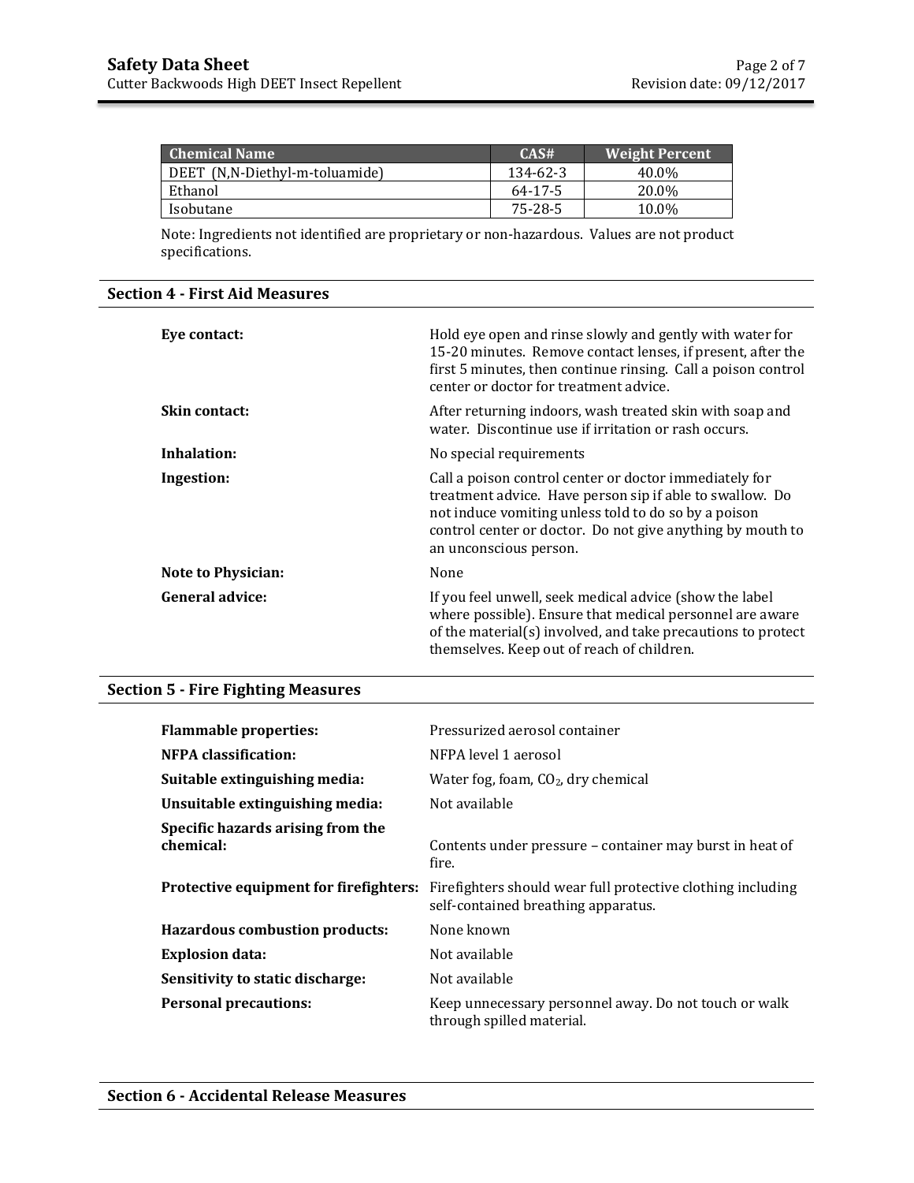| Chemical Name | CAS# | Weight Percent |
| --- | --- | --- |
| DEET (N,N-Diethyl-m-toluamide) | 134-62-3 | 40.0% |
| Ethanol | 64-17-5 | 20.0% |
| Isobutane | 75-28-5 | 10.0% |

Note: Ingredients not identified are proprietary or non-hazardous. Values are not product specifications.

## Section 4 - First Aid Measures

**Eye contact:** Hold eye open and rinse slowly and gently with water for 15-20 minutes. Remove contact lenses, if present, after the first 5 minutes, then continue rinsing. Call a poison control center or doctor for treatment advice.

**Skin contact:** After returning indoors, wash treated skin with soap and water. Discontinue use if irritation or rash occurs.

**Inhalation:** No special requirements

**Ingestion:** Call a poison control center or doctor immediately for treatment advice. Have person sip if able to swallow. Do not induce vomiting unless told to do so by a poison control center or doctor. Do not give anything by mouth to an unconscious person.

**Note to Physician:** None

**General advice:** If you feel unwell, seek medical advice (show the label where possible). Ensure that medical personnel are aware of the material(s) involved, and take precautions to protect themselves. Keep out of reach of children.

## Section 5 - Fire Fighting Measures

**Flammable properties:** Pressurized aerosol container

**NFPA classification:** NFPA level 1 aerosol

**Suitable extinguishing media:** Water fog, foam, $CO_2$, dry chemical

**Unsuitable extinguishing media:** Not available

**Specific hazards arising from the chemical:** Contents under pressure – container may burst in heat of fire.

**Protective equipment for firefighters:** Firefighters should wear full protective clothing including self-contained breathing apparatus.

**Hazardous combustion products:** None known

**Explosion data:** Not available

**Sensitivity to static discharge:** Not available

**Personal precautions:** Keep unnecessary personnel away. Do not touch or walk through spilled material.

## Section 6 - Accidental Release Measures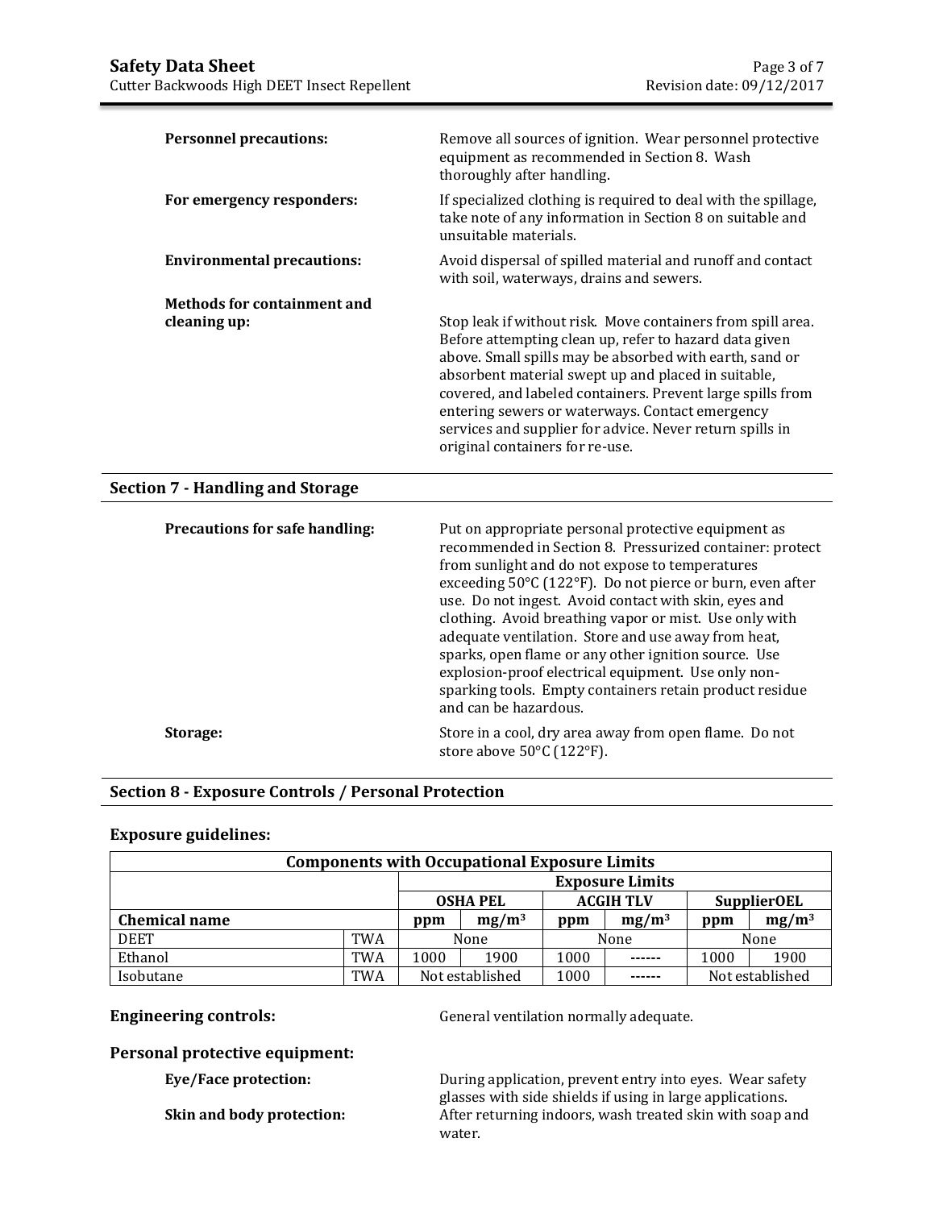**Personnel precautions:** Remove all sources of ignition. Wear personnel protective equipment as recommended in Section 8. Wash thoroughly after handling.

**For emergency responders:** If specialized clothing is required to deal with the spillage, take note of any information in Section 8 on suitable and unsuitable materials.

**Environmental precautions:** Avoid dispersal of spilled material and runoff and contact with soil, waterways, drains and sewers.

**Methods for containment and cleaning up:** Stop leak if without risk. Move containers from spill area. Before attempting clean up, refer to hazard data given above. Small spills may be absorbed with earth, sand or absorbent material swept up and placed in suitable, covered, and labeled containers. Prevent large spills from entering sewers or waterways. Contact emergency services and supplier for advice. Never return spills in original containers for re-use.

## Section 7 - Handling and Storage

**Precautions for safe handling:** Put on appropriate personal protective equipment as recommended in Section 8. Pressurized container: protect from sunlight and do not expose to temperatures exceeding 50°C (122°F). Do not pierce or burn, even after use. Do not ingest. Avoid contact with skin, eyes and clothing. Avoid breathing vapor or mist. Use only with adequate ventilation. Store and use away from heat, sparks, open flame or any other ignition source. Use explosion-proof electrical equipment. Use only non-sparking tools. Empty containers retain product residue and can be hazardous.

**Storage:** Store in a cool, dry area away from open flame. Do not store above 50°C (122°F).

## Section 8 - Exposure Controls / Personal Protection

### Exposure guidelines:

| Components with Occupational Exposure Limits | | | | | | | |
|---|---|---|---|---|---|---|---|
| | | Exposure Limits | | | | | |
| | | OSHA PEL | | ACGIH TLV | | SupplierOEL | |
| **Chemical name** | | ppm | $mg/m^3$ | ppm | $mg/m^3$ | ppm | $mg/m^3$ |
| DEET | TWA | None | | None | | None | |
| Ethanol | TWA | 1000 | 1900 | 1000 | ------ | 1000 | 1900 |
| Isobutane | TWA | Not established | | 1000 | ------ | Not established | |

**Engineering controls:** General ventilation normally adequate.

### Personal protective equipment:

**Eye/Face protection:** During application, prevent entry into eyes. Wear safety glasses with side shields if using in large applications.

**Skin and body protection:** After returning indoors, wash treated skin with soap and water.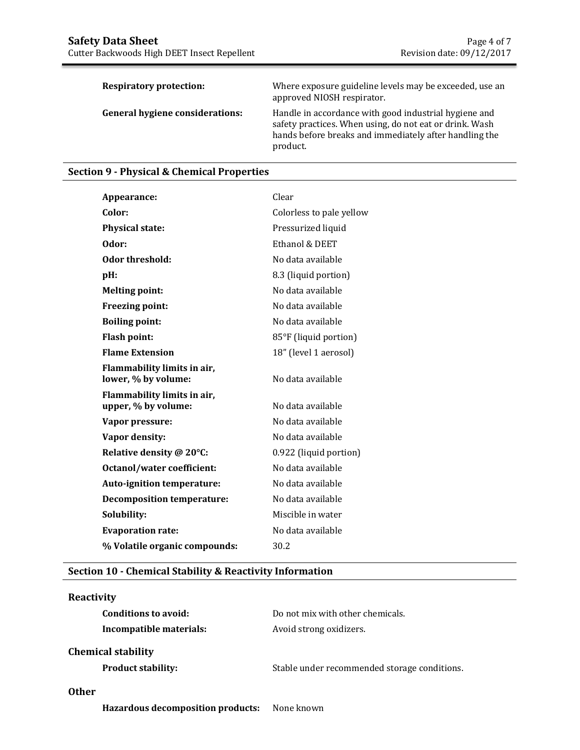| | |
|---|---|
| **Respiratory protection:** | Where exposure guideline levels may be exceeded, use an approved NIOSH respirator. |
| **General hygiene considerations:** | Handle in accordance with good industrial hygiene and safety practices. When using, do not eat or drink. Wash hands before breaks and immediately after handling the product. |

## Section 9 - Physical & Chemical Properties

| | |
|---|---|
| **Appearance:** | Clear |
| **Color:** | Colorless to pale yellow |
| **Physical state:** | Pressurized liquid |
| **Odor:** | Ethanol & DEET |
| **Odor threshold:** | No data available |
| **pH:** | 8.3 (liquid portion) |
| **Melting point:** | No data available |
| **Freezing point:** | No data available |
| **Boiling point:** | No data available |
| **Flash point:** | 85°F (liquid portion) |
| **Flame Extension** | 18" (level 1 aerosol) |
| **Flammability limits in air, lower, % by volume:** | No data available |
| **Flammability limits in air, upper, % by volume:** | No data available |
| **Vapor pressure:** | No data available |
| **Vapor density:** | No data available |
| **Relative density @ 20°C:** | 0.922 (liquid portion) |
| **Octanol/water coefficient:** | No data available |
| **Auto-ignition temperature:** | No data available |
| **Decomposition temperature:** | No data available |
| **Solubility:** | Miscible in water |
| **Evaporation rate:** | No data available |
| **% Volatile organic compounds:** | 30.2 |

## Section 10 - Chemical Stability & Reactivity Information

### Reactivity

| | |
|---|---|
| **Conditions to avoid:** | Do not mix with other chemicals. |
| **Incompatible materials:** | Avoid strong oxidizers. |

### Chemical stability

| | |
|---|---|
| **Product stability:** | Stable under recommended storage conditions. |

### Other

| | |
|---|---|
| **Hazardous decomposition products:** | None known |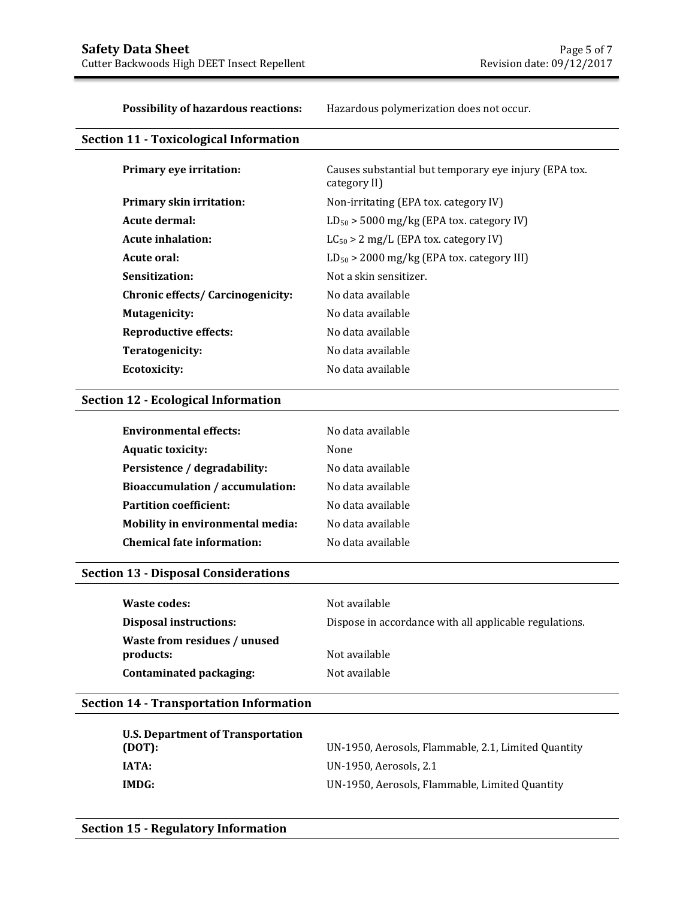| | |
|---|---|
| **Possibility of hazardous reactions:** | Hazardous polymerization does not occur. |

## Section 11 - Toxicological Information

| | |
|---|---|
| **Primary eye irritation:** | Causes substantial but temporary eye injury (EPA tox. category II) |
| **Primary skin irritation:** | Non-irritating (EPA tox. category IV) |
| **Acute dermal:** | $LD_{50}$ > 5000 mg/kg (EPA tox. category IV) |
| **Acute inhalation:** | $LC_{50}$ > 2 mg/L (EPA tox. category IV) |
| **Acute oral:** | $LD_{50}$ > 2000 mg/kg (EPA tox. category III) |
| **Sensitization:** | Not a skin sensitizer. |
| **Chronic effects/ Carcinogenicity:** | No data available |
| **Mutagenicity:** | No data available |
| **Reproductive effects:** | No data available |
| **Teratogenicity:** | No data available |
| **Ecotoxicity:** | No data available |

## Section 12 - Ecological Information

| | |
|---|---|
| **Environmental effects:** | No data available |
| **Aquatic toxicity:** | None |
| **Persistence / degradability:** | No data available |
| **Bioaccumulation / accumulation:** | No data available |
| **Partition coefficient:** | No data available |
| **Mobility in environmental media:** | No data available |
| **Chemical fate information:** | No data available |

## Section 13 - Disposal Considerations

| | |
|---|---|
| **Waste codes:** | Not available |
| **Disposal instructions:** | Dispose in accordance with all applicable regulations. |
| **Waste from residues / unused products:** | Not available |
| **Contaminated packaging:** | Not available |

## Section 14 - Transportation Information

| | |
|---|---|
| **U.S. Department of Transportation (DOT):** | UN-1950, Aerosols, Flammable, 2.1, Limited Quantity |
| **IATA:** | UN-1950, Aerosols, 2.1 |
| **IMDG:** | UN-1950, Aerosols, Flammable, Limited Quantity |

## Section 15 - Regulatory Information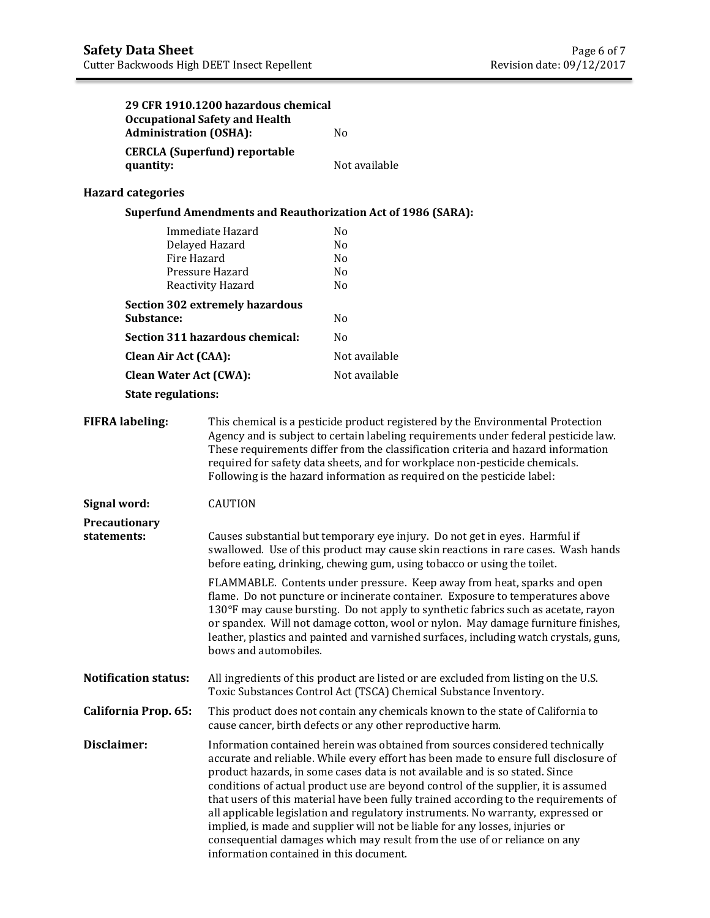| | |
|---|---|
| **29 CFR 1910.1200 hazardous chemical Occupational Safety and Health Administration (OSHA):** | No |
| **CERCLA (Superfund) reportable quantity:** | Not available |

**Hazard categories**

**Superfund Amendments and Reauthorization Act of 1986 (SARA):**

| | |
|---|---|
| Immediate Hazard | No |
| Delayed Hazard | No |
| Fire Hazard | No |
| Pressure Hazard | No |
| Reactivity Hazard | No |

| | |
|---|---|
| **Section 302 extremely hazardous Substance:** | No |
| **Section 311 hazardous chemical:** | No |
| **Clean Air Act (CAA):** | Not available |
| **Clean Water Act (CWA):** | Not available |

**State regulations:**

**FIFRA labeling:** This chemical is a pesticide product registered by the Environmental Protection Agency and is subject to certain labeling requirements under federal pesticide law. These requirements differ from the classification criteria and hazard information required for safety data sheets, and for workplace non-pesticide chemicals. Following is the hazard information as required on the pesticide label:

**Signal word:** CAUTION

**Precautionary statements:** Causes substantial but temporary eye injury. Do not get in eyes. Harmful if swallowed. Use of this product may cause skin reactions in rare cases. Wash hands before eating, drinking, chewing gum, using tobacco or using the toilet.

FLAMMABLE. Contents under pressure. Keep away from heat, sparks and open flame. Do not puncture or incinerate container. Exposure to temperatures above 130°F may cause bursting. Do not apply to synthetic fabrics such as acetate, rayon or spandex. Will not damage cotton, wool or nylon. May damage furniture finishes, leather, plastics and painted and varnished surfaces, including watch crystals, guns, bows and automobiles.

**Notification status:** All ingredients of this product are listed or are excluded from listing on the U.S. Toxic Substances Control Act (TSCA) Chemical Substance Inventory.

**California Prop. 65:** This product does not contain any chemicals known to the state of California to cause cancer, birth defects or any other reproductive harm.

**Disclaimer:** Information contained herein was obtained from sources considered technically accurate and reliable. While every effort has been made to ensure full disclosure of product hazards, in some cases data is not available and is so stated. Since conditions of actual product use are beyond control of the supplier, it is assumed that users of this material have been fully trained according to the requirements of all applicable legislation and regulatory instruments. No warranty, expressed or implied, is made and supplier will not be liable for any losses, injuries or consequential damages which may result from the use of or reliance on any information contained in this document.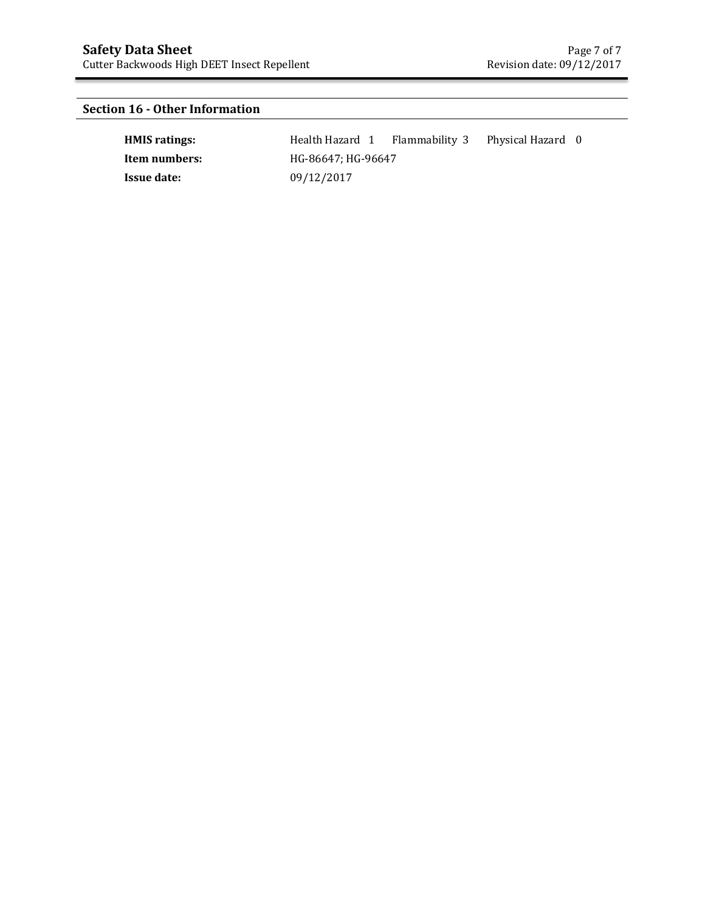## Section 16 - Other Information

| | |
|---|---|
| **HMIS ratings:** | Health Hazard 1 Flammability 3 Physical Hazard 0 |
| **Item numbers:** | HG-86647; HG-96647 |
| **Issue date:** | 09/12/2017 |